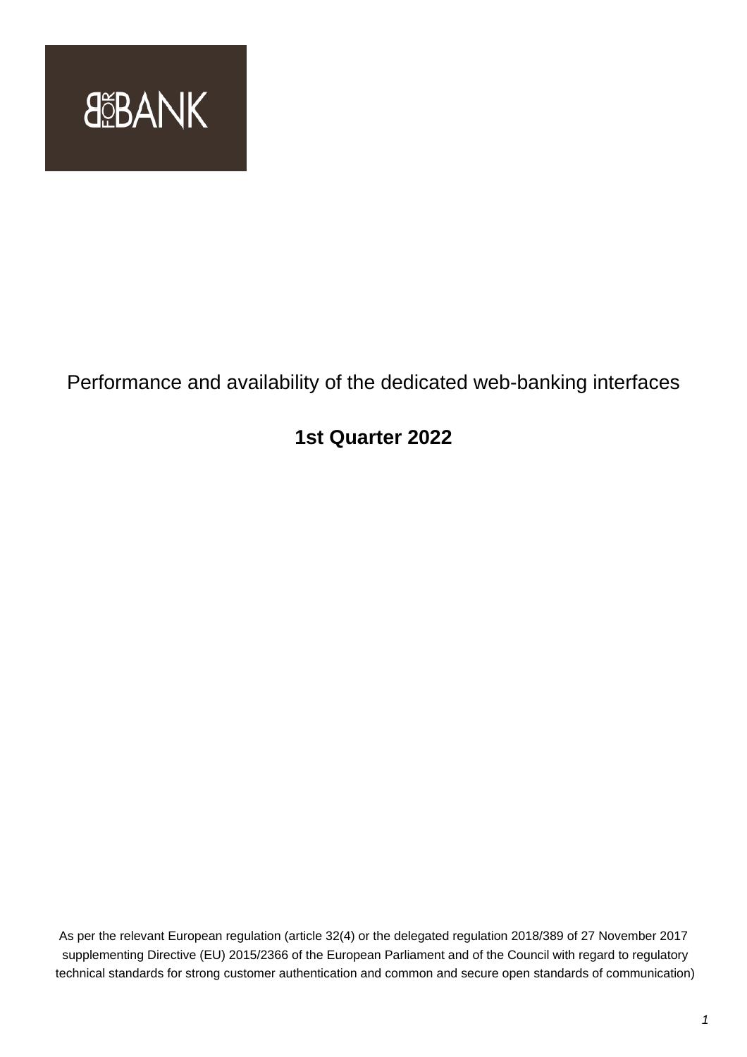BFORBANK

Performance and availability of the dedicated web-banking interfaces

**1st Quarter 2022**

As per the relevant European regulation (article 32(4) or the delegated regulation 2018/389 of 27 November 2017 supplementing Directive (EU) 2015/2366 of the European Parliament and of the Council with regard to regulatory technical standards for strong customer authentication and common and secure open standards of communication)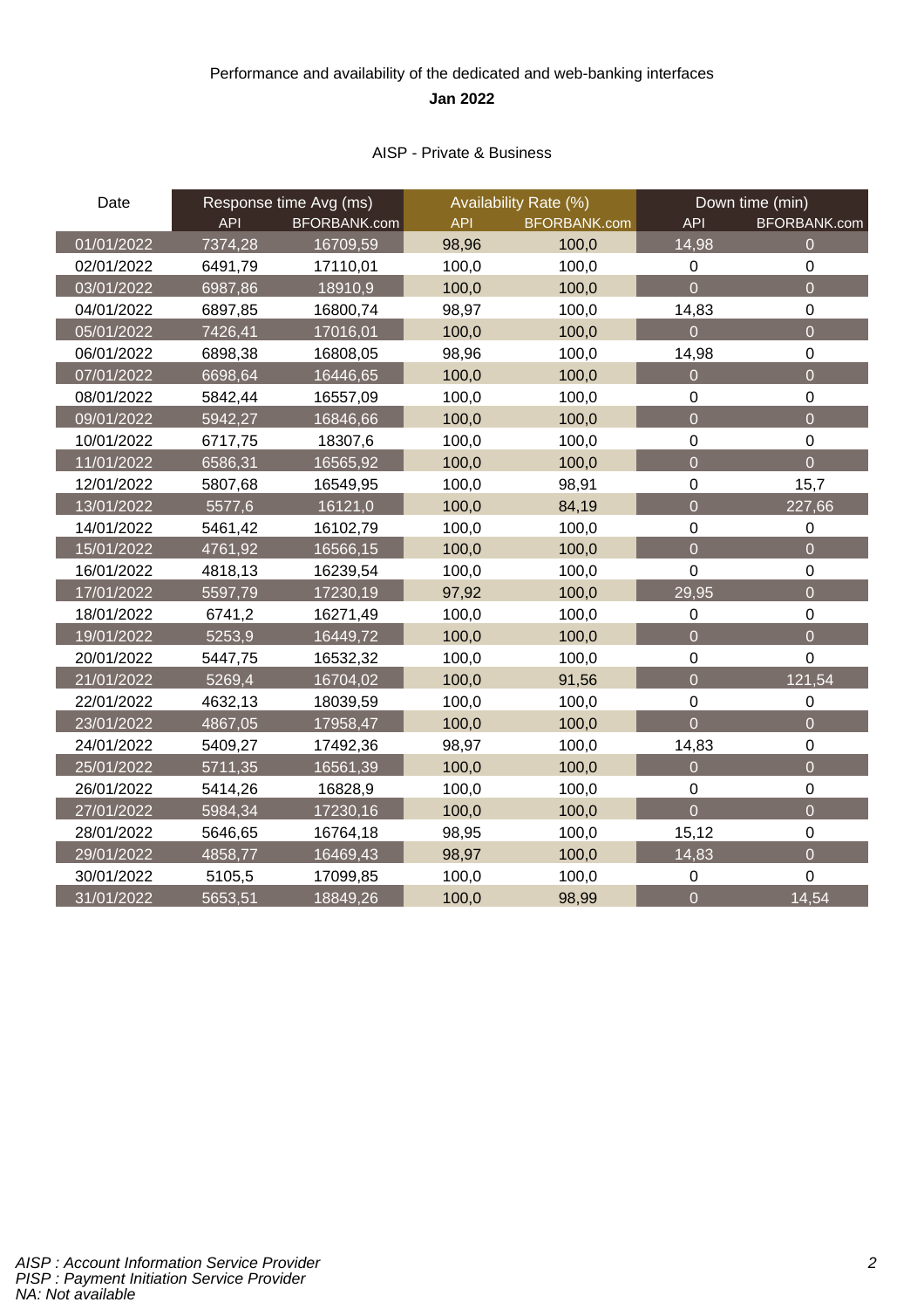Performance and availability of the dedicated and web-banking interfaces

**Jan 2022**

AISP - Private & Business

| Date | Response time Avg (ms) | | Availability Rate (%) | | Down time (min) | |
|---|---|---|---|---|---|---|
| | API | BFORBANK.com | API | BFORBANK.com | API | BFORBANK.com |
| 01/01/2022 | 7374,28 | 16709,59 | 98,96 | 100,0 | 14,98 | 0 |
| 02/01/2022 | 6491,79 | 17110,01 | 100,0 | 100,0 | 0 | 0 |
| 03/01/2022 | 6987,86 | 18910,9 | 100,0 | 100,0 | 0 | 0 |
| 04/01/2022 | 6897,85 | 16800,74 | 98,97 | 100,0 | 14,83 | 0 |
| 05/01/2022 | 7426,41 | 17016,01 | 100,0 | 100,0 | 0 | 0 |
| 06/01/2022 | 6898,38 | 16808,05 | 98,96 | 100,0 | 14,98 | 0 |
| 07/01/2022 | 6698,64 | 16446,65 | 100,0 | 100,0 | 0 | 0 |
| 08/01/2022 | 5842,44 | 16557,09 | 100,0 | 100,0 | 0 | 0 |
| 09/01/2022 | 5942,27 | 16846,66 | 100,0 | 100,0 | 0 | 0 |
| 10/01/2022 | 6717,75 | 18307,6 | 100,0 | 100,0 | 0 | 0 |
| 11/01/2022 | 6586,31 | 16565,92 | 100,0 | 100,0 | 0 | 0 |
| 12/01/2022 | 5807,68 | 16549,95 | 100,0 | 98,91 | 0 | 15,7 |
| 13/01/2022 | 5577,6 | 16121,0 | 100,0 | 84,19 | 0 | 227,66 |
| 14/01/2022 | 5461,42 | 16102,79 | 100,0 | 100,0 | 0 | 0 |
| 15/01/2022 | 4761,92 | 16566,15 | 100,0 | 100,0 | 0 | 0 |
| 16/01/2022 | 4818,13 | 16239,54 | 100,0 | 100,0 | 0 | 0 |
| 17/01/2022 | 5597,79 | 17230,19 | 97,92 | 100,0 | 29,95 | 0 |
| 18/01/2022 | 6741,2 | 16271,49 | 100,0 | 100,0 | 0 | 0 |
| 19/01/2022 | 5253,9 | 16449,72 | 100,0 | 100,0 | 0 | 0 |
| 20/01/2022 | 5447,75 | 16532,32 | 100,0 | 100,0 | 0 | 0 |
| 21/01/2022 | 5269,4 | 16704,02 | 100,0 | 91,56 | 0 | 121,54 |
| 22/01/2022 | 4632,13 | 18039,59 | 100,0 | 100,0 | 0 | 0 |
| 23/01/2022 | 4867,05 | 17958,47 | 100,0 | 100,0 | 0 | 0 |
| 24/01/2022 | 5409,27 | 17492,36 | 98,97 | 100,0 | 14,83 | 0 |
| 25/01/2022 | 5711,35 | 16561,39 | 100,0 | 100,0 | 0 | 0 |
| 26/01/2022 | 5414,26 | 16828,9 | 100,0 | 100,0 | 0 | 0 |
| 27/01/2022 | 5984,34 | 17230,16 | 100,0 | 100,0 | 0 | 0 |
| 28/01/2022 | 5646,65 | 16764,18 | 98,95 | 100,0 | 15,12 | 0 |
| 29/01/2022 | 4858,77 | 16469,43 | 98,97 | 100,0 | 14,83 | 0 |
| 30/01/2022 | 5105,5 | 17099,85 | 100,0 | 100,0 | 0 | 0 |
| 31/01/2022 | 5653,51 | 18849,26 | 100,0 | 98,99 | 0 | 14,54 |

*AISP : Account Information Service Provider*
*PISP : Payment Initiation Service Provider*
*NA: Not available*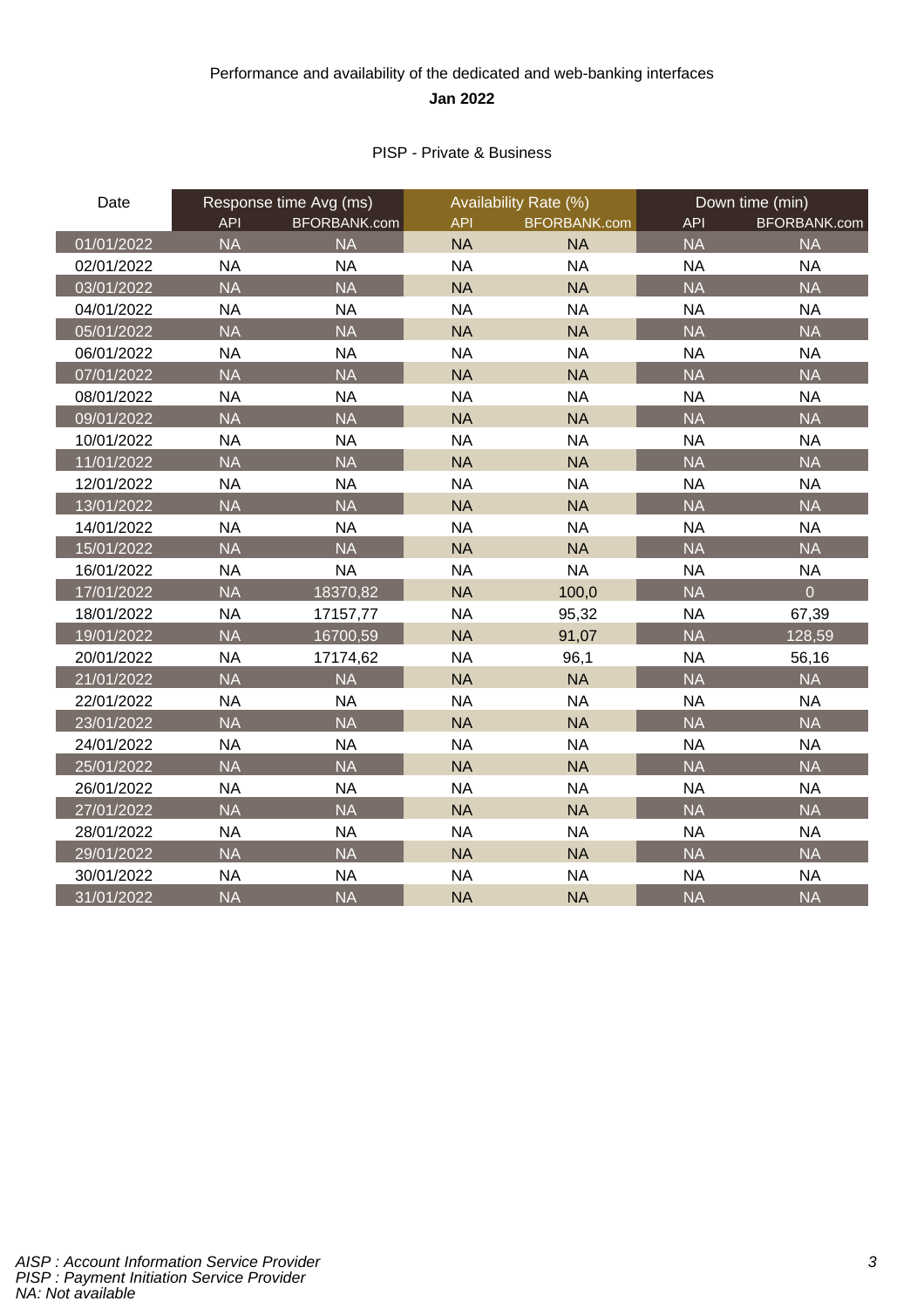Performance and availability of the dedicated and web-banking interfaces

**Jan 2022**

PISP - Private & Business

| Date | Response time Avg (ms) | | Availability Rate (%) | | Down time (min) | |
|---|---|---|---|---|---|---|
| | API | BFORBANK.com | API | BFORBANK.com | API | BFORBANK.com |
| 01/01/2022 | NA | NA | NA | NA | NA | NA |
| 02/01/2022 | NA | NA | NA | NA | NA | NA |
| 03/01/2022 | NA | NA | NA | NA | NA | NA |
| 04/01/2022 | NA | NA | NA | NA | NA | NA |
| 05/01/2022 | NA | NA | NA | NA | NA | NA |
| 06/01/2022 | NA | NA | NA | NA | NA | NA |
| 07/01/2022 | NA | NA | NA | NA | NA | NA |
| 08/01/2022 | NA | NA | NA | NA | NA | NA |
| 09/01/2022 | NA | NA | NA | NA | NA | NA |
| 10/01/2022 | NA | NA | NA | NA | NA | NA |
| 11/01/2022 | NA | NA | NA | NA | NA | NA |
| 12/01/2022 | NA | NA | NA | NA | NA | NA |
| 13/01/2022 | NA | NA | NA | NA | NA | NA |
| 14/01/2022 | NA | NA | NA | NA | NA | NA |
| 15/01/2022 | NA | NA | NA | NA | NA | NA |
| 16/01/2022 | NA | NA | NA | NA | NA | NA |
| 17/01/2022 | NA | 18370,82 | NA | 100,0 | NA | 0 |
| 18/01/2022 | NA | 17157,77 | NA | 95,32 | NA | 67,39 |
| 19/01/2022 | NA | 16700,59 | NA | 91,07 | NA | 128,59 |
| 20/01/2022 | NA | 17174,62 | NA | 96,1 | NA | 56,16 |
| 21/01/2022 | NA | NA | NA | NA | NA | NA |
| 22/01/2022 | NA | NA | NA | NA | NA | NA |
| 23/01/2022 | NA | NA | NA | NA | NA | NA |
| 24/01/2022 | NA | NA | NA | NA | NA | NA |
| 25/01/2022 | NA | NA | NA | NA | NA | NA |
| 26/01/2022 | NA | NA | NA | NA | NA | NA |
| 27/01/2022 | NA | NA | NA | NA | NA | NA |
| 28/01/2022 | NA | NA | NA | NA | NA | NA |
| 29/01/2022 | NA | NA | NA | NA | NA | NA |
| 30/01/2022 | NA | NA | NA | NA | NA | NA |
| 31/01/2022 | NA | NA | NA | NA | NA | NA |

*AISP : Account Information Service Provider*
*PISP : Payment Initiation Service Provider*
*NA: Not available*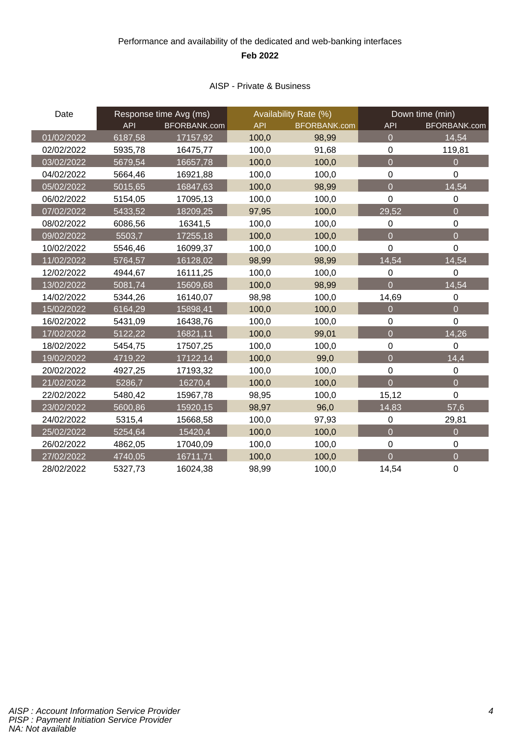Performance and availability of the dedicated and web-banking interfaces

**Feb 2022**

AISP - Private & Business

| Date | Response time Avg (ms) | | Availability Rate (%) | | Down time (min) | |
|---|---|---|---|---|---|---|
| | API | BFORBANK.com | API | BFORBANK.com | API | BFORBANK.com |
| 01/02/2022 | 6187,58 | 17157,92 | 100,0 | 98,99 | 0 | 14,54 |
| 02/02/2022 | 5935,78 | 16475,77 | 100,0 | 91,68 | 0 | 119,81 |
| 03/02/2022 | 5679,54 | 16657,78 | 100,0 | 100,0 | 0 | 0 |
| 04/02/2022 | 5664,46 | 16921,88 | 100,0 | 100,0 | 0 | 0 |
| 05/02/2022 | 5015,65 | 16847,63 | 100,0 | 98,99 | 0 | 14,54 |
| 06/02/2022 | 5154,05 | 17095,13 | 100,0 | 100,0 | 0 | 0 |
| 07/02/2022 | 5433,52 | 18209,25 | 97,95 | 100,0 | 29,52 | 0 |
| 08/02/2022 | 6086,56 | 16341,5 | 100,0 | 100,0 | 0 | 0 |
| 09/02/2022 | 5503,7 | 17255,18 | 100,0 | 100,0 | 0 | 0 |
| 10/02/2022 | 5546,46 | 16099,37 | 100,0 | 100,0 | 0 | 0 |
| 11/02/2022 | 5764,57 | 16128,02 | 98,99 | 98,99 | 14,54 | 14,54 |
| 12/02/2022 | 4944,67 | 16111,25 | 100,0 | 100,0 | 0 | 0 |
| 13/02/2022 | 5081,74 | 15609,68 | 100,0 | 98,99 | 0 | 14,54 |
| 14/02/2022 | 5344,26 | 16140,07 | 98,98 | 100,0 | 14,69 | 0 |
| 15/02/2022 | 6164,29 | 15898,41 | 100,0 | 100,0 | 0 | 0 |
| 16/02/2022 | 5431,09 | 16438,76 | 100,0 | 100,0 | 0 | 0 |
| 17/02/2022 | 5122,22 | 16821,11 | 100,0 | 99,01 | 0 | 14,26 |
| 18/02/2022 | 5454,75 | 17507,25 | 100,0 | 100,0 | 0 | 0 |
| 19/02/2022 | 4719,22 | 17122,14 | 100,0 | 99,0 | 0 | 14,4 |
| 20/02/2022 | 4927,25 | 17193,32 | 100,0 | 100,0 | 0 | 0 |
| 21/02/2022 | 5286,7 | 16270,4 | 100,0 | 100,0 | 0 | 0 |
| 22/02/2022 | 5480,42 | 15967,78 | 98,95 | 100,0 | 15,12 | 0 |
| 23/02/2022 | 5600,86 | 15920,15 | 98,97 | 96,0 | 14,83 | 57,6 |
| 24/02/2022 | 5315,4 | 15668,58 | 100,0 | 97,93 | 0 | 29,81 |
| 25/02/2022 | 5254,64 | 15420,4 | 100,0 | 100,0 | 0 | 0 |
| 26/02/2022 | 4862,05 | 17040,09 | 100,0 | 100,0 | 0 | 0 |
| 27/02/2022 | 4740,05 | 16711,71 | 100,0 | 100,0 | 0 | 0 |
| 28/02/2022 | 5327,73 | 16024,38 | 98,99 | 100,0 | 14,54 | 0 |

*AISP : Account Information Service Provider*
*PISP : Payment Initiation Service Provider*
*NA: Not available*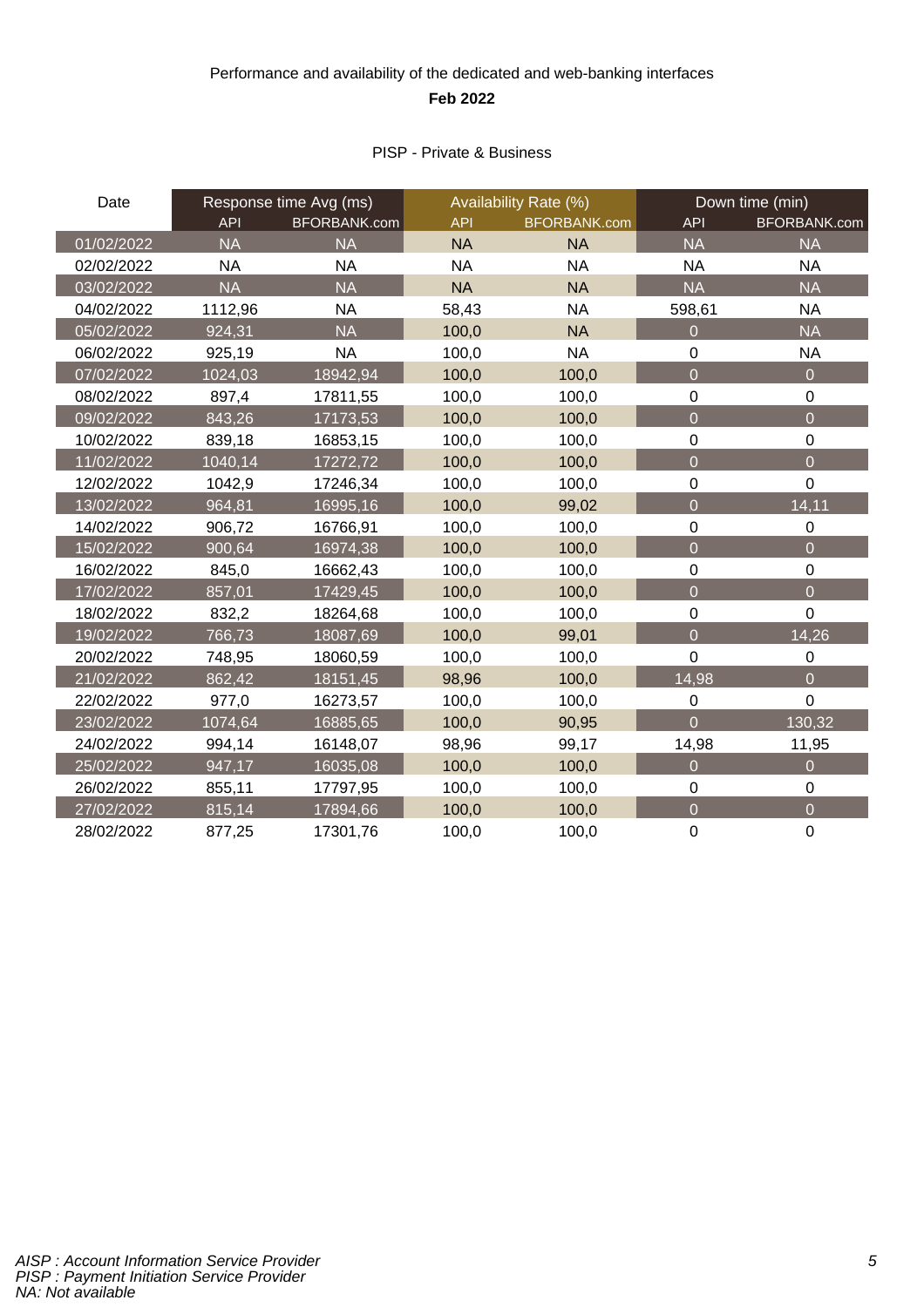Performance and availability of the dedicated and web-banking interfaces

**Feb 2022**

PISP - Private & Business

| Date | Response time Avg (ms) | | Availability Rate (%) | | Down time (min) | |
|---|---|---|---|---|---|---|
| | API | BFORBANK.com | API | BFORBANK.com | API | BFORBANK.com |
| 01/02/2022 | NA | NA | NA | NA | NA | NA |
| 02/02/2022 | NA | NA | NA | NA | NA | NA |
| 03/02/2022 | NA | NA | NA | NA | NA | NA |
| 04/02/2022 | 1112,96 | NA | 58,43 | NA | 598,61 | NA |
| 05/02/2022 | 924,31 | NA | 100,0 | NA | 0 | NA |
| 06/02/2022 | 925,19 | NA | 100,0 | NA | 0 | NA |
| 07/02/2022 | 1024,03 | 18942,94 | 100,0 | 100,0 | 0 | 0 |
| 08/02/2022 | 897,4 | 17811,55 | 100,0 | 100,0 | 0 | 0 |
| 09/02/2022 | 843,26 | 17173,53 | 100,0 | 100,0 | 0 | 0 |
| 10/02/2022 | 839,18 | 16853,15 | 100,0 | 100,0 | 0 | 0 |
| 11/02/2022 | 1040,14 | 17272,72 | 100,0 | 100,0 | 0 | 0 |
| 12/02/2022 | 1042,9 | 17246,34 | 100,0 | 100,0 | 0 | 0 |
| 13/02/2022 | 964,81 | 16995,16 | 100,0 | 99,02 | 0 | 14,11 |
| 14/02/2022 | 906,72 | 16766,91 | 100,0 | 100,0 | 0 | 0 |
| 15/02/2022 | 900,64 | 16974,38 | 100,0 | 100,0 | 0 | 0 |
| 16/02/2022 | 845,0 | 16662,43 | 100,0 | 100,0 | 0 | 0 |
| 17/02/2022 | 857,01 | 17429,45 | 100,0 | 100,0 | 0 | 0 |
| 18/02/2022 | 832,2 | 18264,68 | 100,0 | 100,0 | 0 | 0 |
| 19/02/2022 | 766,73 | 18087,69 | 100,0 | 99,01 | 0 | 14,26 |
| 20/02/2022 | 748,95 | 18060,59 | 100,0 | 100,0 | 0 | 0 |
| 21/02/2022 | 862,42 | 18151,45 | 98,96 | 100,0 | 14,98 | 0 |
| 22/02/2022 | 977,0 | 16273,57 | 100,0 | 100,0 | 0 | 0 |
| 23/02/2022 | 1074,64 | 16885,65 | 100,0 | 90,95 | 0 | 130,32 |
| 24/02/2022 | 994,14 | 16148,07 | 98,96 | 99,17 | 14,98 | 11,95 |
| 25/02/2022 | 947,17 | 16035,08 | 100,0 | 100,0 | 0 | 0 |
| 26/02/2022 | 855,11 | 17797,95 | 100,0 | 100,0 | 0 | 0 |
| 27/02/2022 | 815,14 | 17894,66 | 100,0 | 100,0 | 0 | 0 |
| 28/02/2022 | 877,25 | 17301,76 | 100,0 | 100,0 | 0 | 0 |

*AISP : Account Information Service Provider*
*PISP : Payment Initiation Service Provider*
*NA: Not available*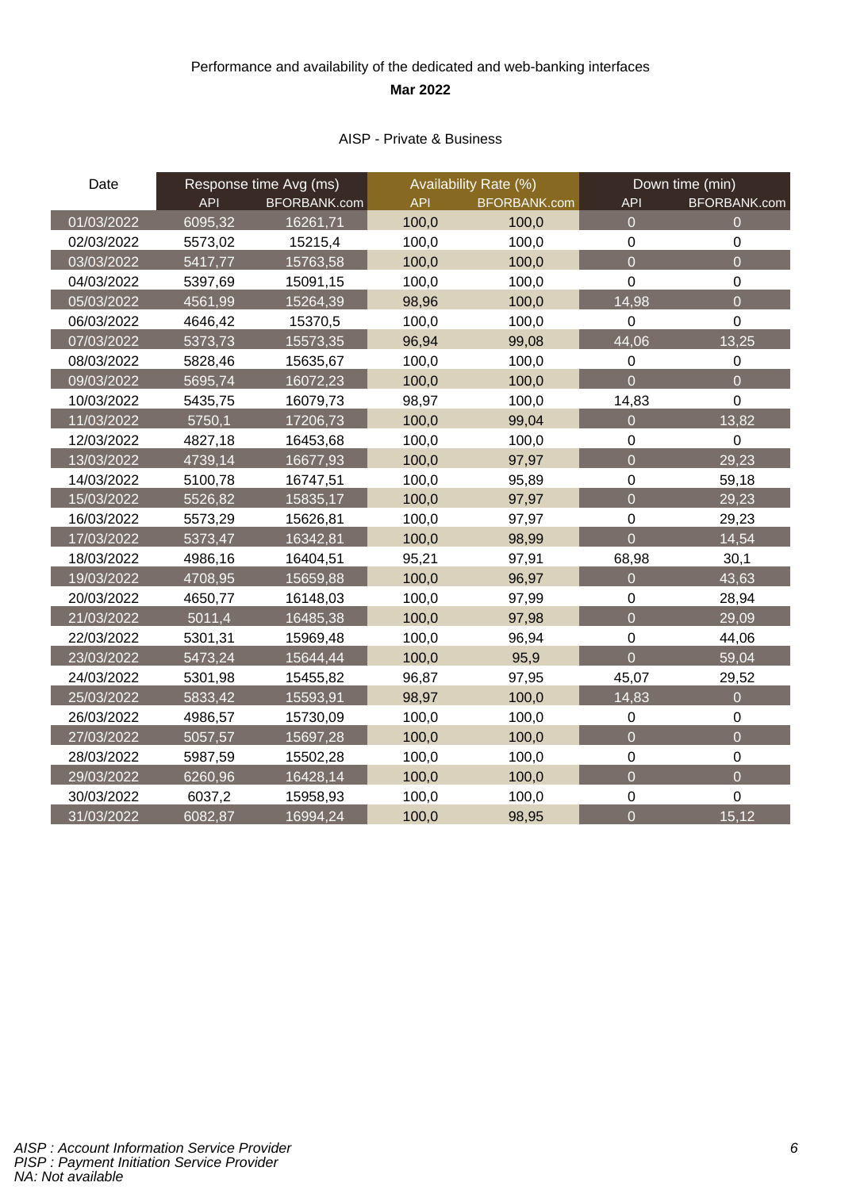Performance and availability of the dedicated and web-banking interfaces

**Mar 2022**

AISP - Private & Business

| Date | Response time Avg (ms) | | Availability Rate (%) | | Down time (min) | |
|---|---|---|---|---|---|---|
| | API | BFORBANK.com | API | BFORBANK.com | API | BFORBANK.com |
| 01/03/2022 | 6095,32 | 16261,71 | 100,0 | 100,0 | 0 | 0 |
| 02/03/2022 | 5573,02 | 15215,4 | 100,0 | 100,0 | 0 | 0 |
| 03/03/2022 | 5417,77 | 15763,58 | 100,0 | 100,0 | 0 | 0 |
| 04/03/2022 | 5397,69 | 15091,15 | 100,0 | 100,0 | 0 | 0 |
| 05/03/2022 | 4561,99 | 15264,39 | 98,96 | 100,0 | 14,98 | 0 |
| 06/03/2022 | 4646,42 | 15370,5 | 100,0 | 100,0 | 0 | 0 |
| 07/03/2022 | 5373,73 | 15573,35 | 96,94 | 99,08 | 44,06 | 13,25 |
| 08/03/2022 | 5828,46 | 15635,67 | 100,0 | 100,0 | 0 | 0 |
| 09/03/2022 | 5695,74 | 16072,23 | 100,0 | 100,0 | 0 | 0 |
| 10/03/2022 | 5435,75 | 16079,73 | 98,97 | 100,0 | 14,83 | 0 |
| 11/03/2022 | 5750,1 | 17206,73 | 100,0 | 99,04 | 0 | 13,82 |
| 12/03/2022 | 4827,18 | 16453,68 | 100,0 | 100,0 | 0 | 0 |
| 13/03/2022 | 4739,14 | 16677,93 | 100,0 | 97,97 | 0 | 29,23 |
| 14/03/2022 | 5100,78 | 16747,51 | 100,0 | 95,89 | 0 | 59,18 |
| 15/03/2022 | 5526,82 | 15835,17 | 100,0 | 97,97 | 0 | 29,23 |
| 16/03/2022 | 5573,29 | 15626,81 | 100,0 | 97,97 | 0 | 29,23 |
| 17/03/2022 | 5373,47 | 16342,81 | 100,0 | 98,99 | 0 | 14,54 |
| 18/03/2022 | 4986,16 | 16404,51 | 95,21 | 97,91 | 68,98 | 30,1 |
| 19/03/2022 | 4708,95 | 15659,88 | 100,0 | 96,97 | 0 | 43,63 |
| 20/03/2022 | 4650,77 | 16148,03 | 100,0 | 97,99 | 0 | 28,94 |
| 21/03/2022 | 5011,4 | 16485,38 | 100,0 | 97,98 | 0 | 29,09 |
| 22/03/2022 | 5301,31 | 15969,48 | 100,0 | 96,94 | 0 | 44,06 |
| 23/03/2022 | 5473,24 | 15644,44 | 100,0 | 95,9 | 0 | 59,04 |
| 24/03/2022 | 5301,98 | 15455,82 | 96,87 | 97,95 | 45,07 | 29,52 |
| 25/03/2022 | 5833,42 | 15593,91 | 98,97 | 100,0 | 14,83 | 0 |
| 26/03/2022 | 4986,57 | 15730,09 | 100,0 | 100,0 | 0 | 0 |
| 27/03/2022 | 5057,57 | 15697,28 | 100,0 | 100,0 | 0 | 0 |
| 28/03/2022 | 5987,59 | 15502,28 | 100,0 | 100,0 | 0 | 0 |
| 29/03/2022 | 6260,96 | 16428,14 | 100,0 | 100,0 | 0 | 0 |
| 30/03/2022 | 6037,2 | 15958,93 | 100,0 | 100,0 | 0 | 0 |
| 31/03/2022 | 6082,87 | 16994,24 | 100,0 | 98,95 | 0 | 15,12 |

*AISP : Account Information Service Provider*
*PISP : Payment Initiation Service Provider*
*NA: Not available*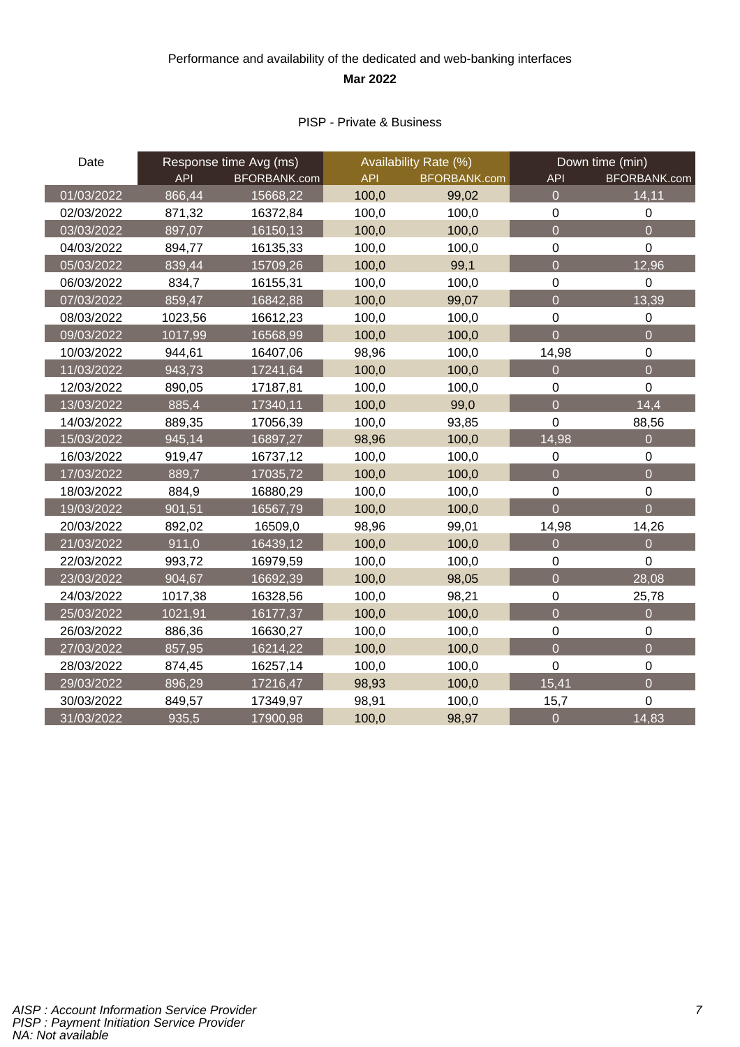Performance and availability of the dedicated and web-banking interfaces

**Mar 2022**

PISP - Private & Business

| Date | Response time Avg (ms) | | Availability Rate (%) | | Down time (min) | |
|---|---|---|---|---|---|---|
| | API | BFORBANK.com | API | BFORBANK.com | API | BFORBANK.com |
| 01/03/2022 | 866,44 | 15668,22 | 100,0 | 99,02 | 0 | 14,11 |
| 02/03/2022 | 871,32 | 16372,84 | 100,0 | 100,0 | 0 | 0 |
| 03/03/2022 | 897,07 | 16150,13 | 100,0 | 100,0 | 0 | 0 |
| 04/03/2022 | 894,77 | 16135,33 | 100,0 | 100,0 | 0 | 0 |
| 05/03/2022 | 839,44 | 15709,26 | 100,0 | 99,1 | 0 | 12,96 |
| 06/03/2022 | 834,7 | 16155,31 | 100,0 | 100,0 | 0 | 0 |
| 07/03/2022 | 859,47 | 16842,88 | 100,0 | 99,07 | 0 | 13,39 |
| 08/03/2022 | 1023,56 | 16612,23 | 100,0 | 100,0 | 0 | 0 |
| 09/03/2022 | 1017,99 | 16568,99 | 100,0 | 100,0 | 0 | 0 |
| 10/03/2022 | 944,61 | 16407,06 | 98,96 | 100,0 | 14,98 | 0 |
| 11/03/2022 | 943,73 | 17241,64 | 100,0 | 100,0 | 0 | 0 |
| 12/03/2022 | 890,05 | 17187,81 | 100,0 | 100,0 | 0 | 0 |
| 13/03/2022 | 885,4 | 17340,11 | 100,0 | 99,0 | 0 | 14,4 |
| 14/03/2022 | 889,35 | 17056,39 | 100,0 | 93,85 | 0 | 88,56 |
| 15/03/2022 | 945,14 | 16897,27 | 98,96 | 100,0 | 14,98 | 0 |
| 16/03/2022 | 919,47 | 16737,12 | 100,0 | 100,0 | 0 | 0 |
| 17/03/2022 | 889,7 | 17035,72 | 100,0 | 100,0 | 0 | 0 |
| 18/03/2022 | 884,9 | 16880,29 | 100,0 | 100,0 | 0 | 0 |
| 19/03/2022 | 901,51 | 16567,79 | 100,0 | 100,0 | 0 | 0 |
| 20/03/2022 | 892,02 | 16509,0 | 98,96 | 99,01 | 14,98 | 14,26 |
| 21/03/2022 | 911,0 | 16439,12 | 100,0 | 100,0 | 0 | 0 |
| 22/03/2022 | 993,72 | 16979,59 | 100,0 | 100,0 | 0 | 0 |
| 23/03/2022 | 904,67 | 16692,39 | 100,0 | 98,05 | 0 | 28,08 |
| 24/03/2022 | 1017,38 | 16328,56 | 100,0 | 98,21 | 0 | 25,78 |
| 25/03/2022 | 1021,91 | 16177,37 | 100,0 | 100,0 | 0 | 0 |
| 26/03/2022 | 886,36 | 16630,27 | 100,0 | 100,0 | 0 | 0 |
| 27/03/2022 | 857,95 | 16214,22 | 100,0 | 100,0 | 0 | 0 |
| 28/03/2022 | 874,45 | 16257,14 | 100,0 | 100,0 | 0 | 0 |
| 29/03/2022 | 896,29 | 17216,47 | 98,93 | 100,0 | 15,41 | 0 |
| 30/03/2022 | 849,57 | 17349,97 | 98,91 | 100,0 | 15,7 | 0 |
| 31/03/2022 | 935,5 | 17900,98 | 100,0 | 98,97 | 0 | 14,83 |

*AISP : Account Information Service Provider*
*PISP : Payment Initiation Service Provider*
*NA: Not available*